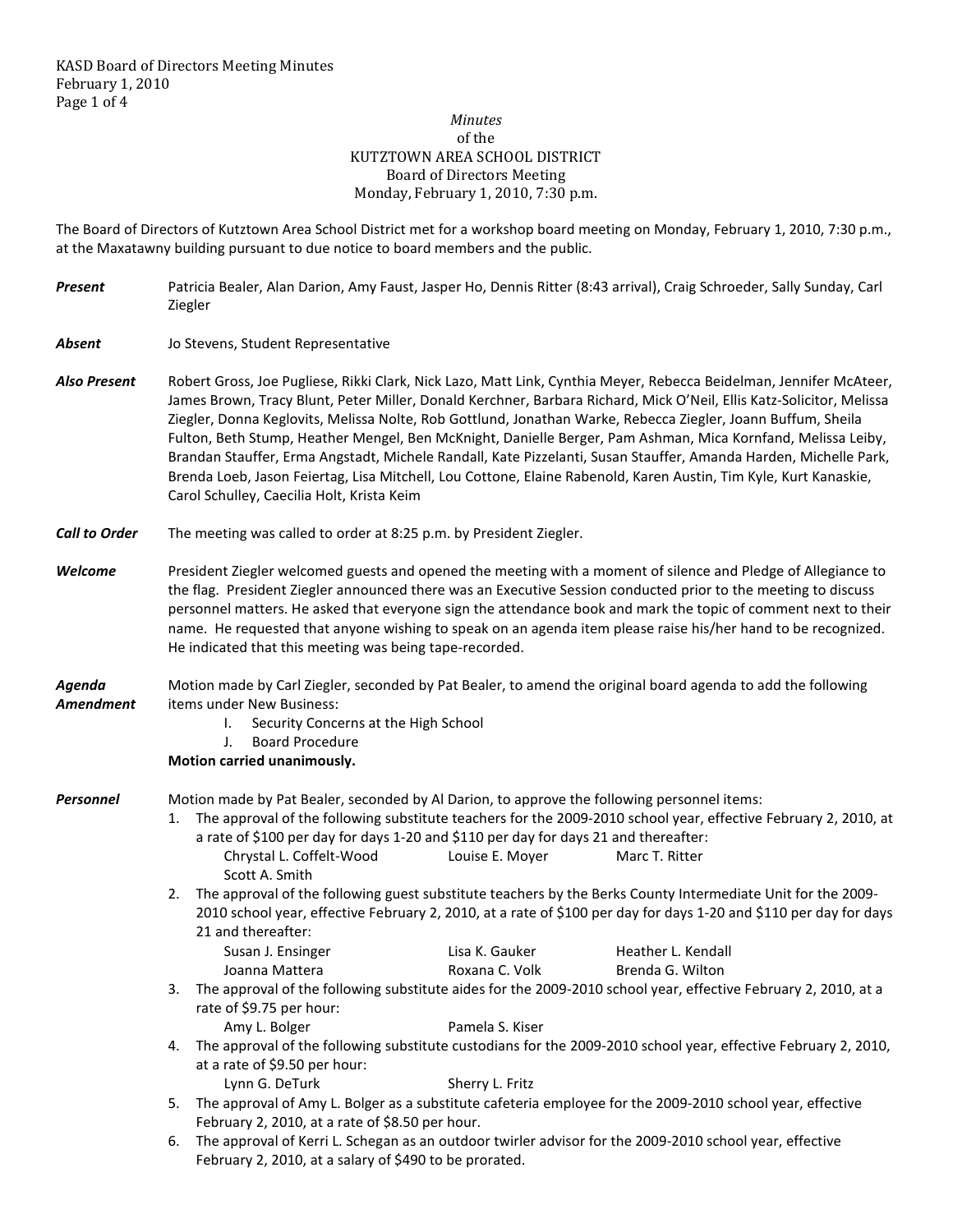*Minutes*
of the
KUTZTOWN AREA SCHOOL DISTRICT
Board of Directors Meeting
Monday, February 1, 2010, 7:30 p.m.

The Board of Directors of Kutztown Area School District met for a workshop board meeting on Monday, February 1, 2010, 7:30 p.m., at the Maxatawny building pursuant to due notice to board members and the public.

***Present*** Patricia Bealer, Alan Darion, Amy Faust, Jasper Ho, Dennis Ritter (8:43 arrival), Craig Schroeder, Sally Sunday, Carl Ziegler

***Absent*** Jo Stevens, Student Representative

***Also Present*** Robert Gross, Joe Pugliese, Rikki Clark, Nick Lazo, Matt Link, Cynthia Meyer, Rebecca Beidelman, Jennifer McAteer, James Brown, Tracy Blunt, Peter Miller, Donald Kerchner, Barbara Richard, Mick O'Neil, Ellis Katz-Solicitor, Melissa Ziegler, Donna Keglovits, Melissa Nolte, Rob Gottlund, Jonathan Warke, Rebecca Ziegler, Joann Buffum, Sheila Fulton, Beth Stump, Heather Mengel, Ben McKnight, Danielle Berger, Pam Ashman, Mica Kornfand, Melissa Leiby, Brandan Stauffer, Erma Angstadt, Michele Randall, Kate Pizzelanti, Susan Stauffer, Amanda Harden, Michelle Park, Brenda Loeb, Jason Feiertag, Lisa Mitchell, Lou Cottone, Elaine Rabenold, Karen Austin, Tim Kyle, Kurt Kanaskie, Carol Schulley, Caecilia Holt, Krista Keim

***Call to Order*** The meeting was called to order at 8:25 p.m. by President Ziegler.

***Welcome*** President Ziegler welcomed guests and opened the meeting with a moment of silence and Pledge of Allegiance to the flag. President Ziegler announced there was an Executive Session conducted prior to the meeting to discuss personnel matters. He asked that everyone sign the attendance book and mark the topic of comment next to their name. He requested that anyone wishing to speak on an agenda item please raise his/her hand to be recognized. He indicated that this meeting was being tape-recorded.

***Agenda Amendment*** Motion made by Carl Ziegler, seconded by Pat Bealer, to amend the original board agenda to add the following items under New Business:

- I. Security Concerns at the High School
- J. Board Procedure

**Motion carried unanimously.**

***Personnel*** Motion made by Pat Bealer, seconded by Al Darion, to approve the following personnel items:

1. The approval of the following substitute teachers for the 2009-2010 school year, effective February 2, 2010, at a rate of $100 per day for days 1-20 and $110 per day for days 21 and thereafter:
   Chrystal L. Coffelt-Wood, Louise E. Moyer, Marc T. Ritter, Scott A. Smith
2. The approval of the following guest substitute teachers by the Berks County Intermediate Unit for the 2009-2010 school year, effective February 2, 2010, at a rate of $100 per day for days 1-20 and $110 per day for days 21 and thereafter:
   Susan J. Ensinger, Lisa K. Gauker, Heather L. Kendall, Joanna Mattera, Roxana C. Volk, Brenda G. Wilton
3. The approval of the following substitute aides for the 2009-2010 school year, effective February 2, 2010, at a rate of $9.75 per hour:
   Amy L. Bolger, Pamela S. Kiser
4. The approval of the following substitute custodians for the 2009-2010 school year, effective February 2, 2010, at a rate of $9.50 per hour:
   Lynn G. DeTurk, Sherry L. Fritz
5. The approval of Amy L. Bolger as a substitute cafeteria employee for the 2009-2010 school year, effective February 2, 2010, at a rate of $8.50 per hour.
6. The approval of Kerri L. Schegan as an outdoor twirler advisor for the 2009-2010 school year, effective February 2, 2010, at a salary of $490 to be prorated.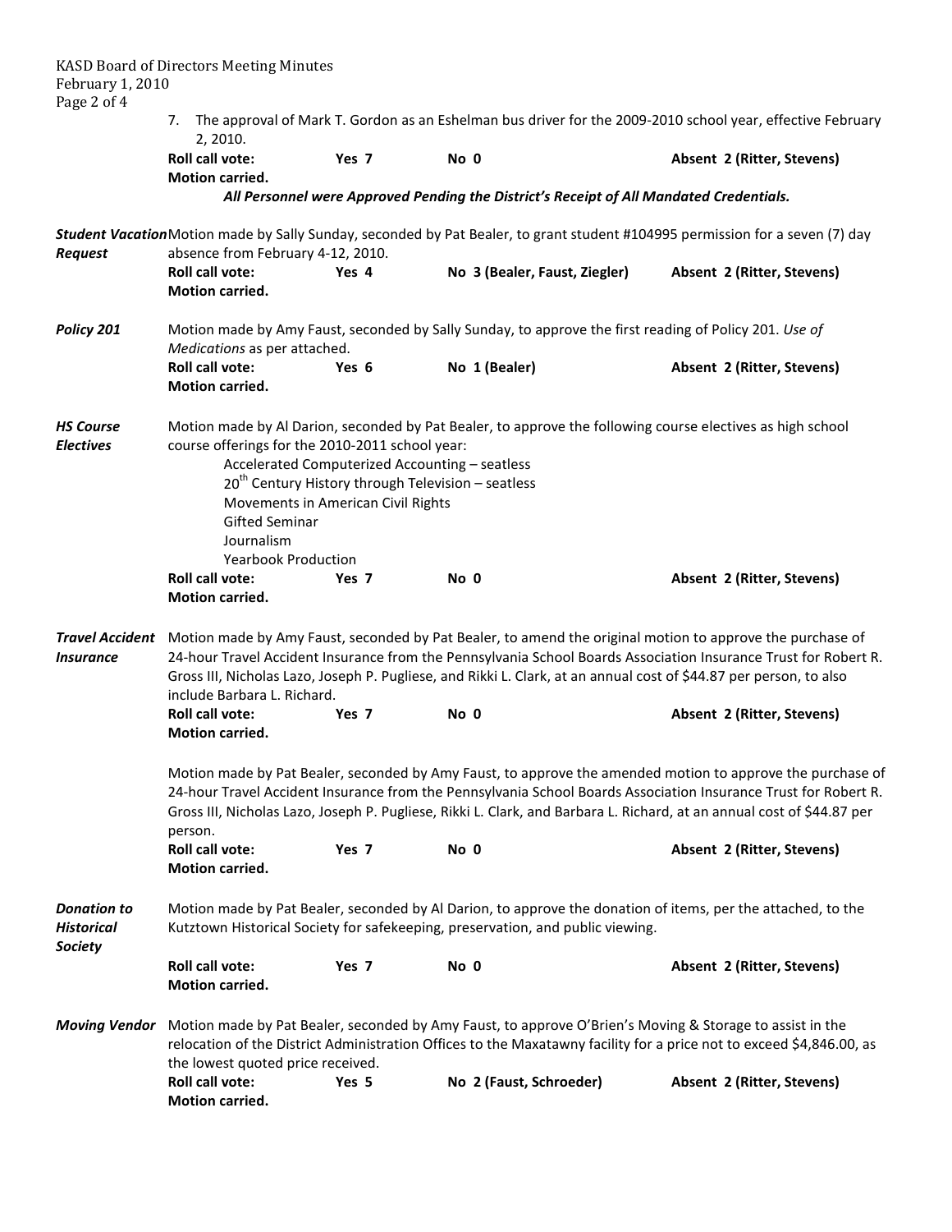7. The approval of Mark T. Gordon as an Eshelman bus driver for the 2009-2010 school year, effective February 2, 2010.

**Roll call vote:** **Yes 7** **No 0** **Absent 2 (Ritter, Stevens)**
**Motion carried.**

***All Personnel were Approved Pending the District's Receipt of All Mandated Credentials.***

***Student Vacation Request*** Motion made by Sally Sunday, seconded by Pat Bealer, to grant student #104995 permission for a seven (7) day absence from February 4-12, 2010.

**Roll call vote:** **Yes 4** **No 3 (Bealer, Faust, Ziegler)** **Absent 2 (Ritter, Stevens)**
**Motion carried.**

***Policy 201*** Motion made by Amy Faust, seconded by Sally Sunday, to approve the first reading of Policy 201. *Use of Medications* as per attached.

**Roll call vote:** **Yes 6** **No 1 (Bealer)** **Absent 2 (Ritter, Stevens)**
**Motion carried.**

***HS Course Electives*** Motion made by Al Darion, seconded by Pat Bealer, to approve the following course electives as high school course offerings for the 2010-2011 school year:

- Accelerated Computerized Accounting – seatless
- 20th Century History through Television – seatless
- Movements in American Civil Rights
- Gifted Seminar
- Journalism
- Yearbook Production

**Roll call vote:** **Yes 7** **No 0** **Absent 2 (Ritter, Stevens)**
**Motion carried.**

***Travel Accident Insurance*** Motion made by Amy Faust, seconded by Pat Bealer, to amend the original motion to approve the purchase of 24-hour Travel Accident Insurance from the Pennsylvania School Boards Association Insurance Trust for Robert R. Gross III, Nicholas Lazo, Joseph P. Pugliese, and Rikki L. Clark, at an annual cost of $44.87 per person, to also include Barbara L. Richard.

**Roll call vote:** **Yes 7** **No 0** **Absent 2 (Ritter, Stevens)**
**Motion carried.**

Motion made by Pat Bealer, seconded by Amy Faust, to approve the amended motion to approve the purchase of 24-hour Travel Accident Insurance from the Pennsylvania School Boards Association Insurance Trust for Robert R. Gross III, Nicholas Lazo, Joseph P. Pugliese, Rikki L. Clark, and Barbara L. Richard, at an annual cost of $44.87 per person.

**Roll call vote:** **Yes 7** **No 0** **Absent 2 (Ritter, Stevens)**
**Motion carried.**

***Donation to Historical Society*** Motion made by Pat Bealer, seconded by Al Darion, to approve the donation of items, per the attached, to the Kutztown Historical Society for safekeeping, preservation, and public viewing.

**Roll call vote:** **Yes 7** **No 0** **Absent 2 (Ritter, Stevens)**
**Motion carried.**

***Moving Vendor*** Motion made by Pat Bealer, seconded by Amy Faust, to approve O'Brien's Moving & Storage to assist in the relocation of the District Administration Offices to the Maxatawny facility for a price not to exceed $4,846.00, as the lowest quoted price received.

**Roll call vote:** **Yes 5** **No 2 (Faust, Schroeder)** **Absent 2 (Ritter, Stevens)**
**Motion carried.**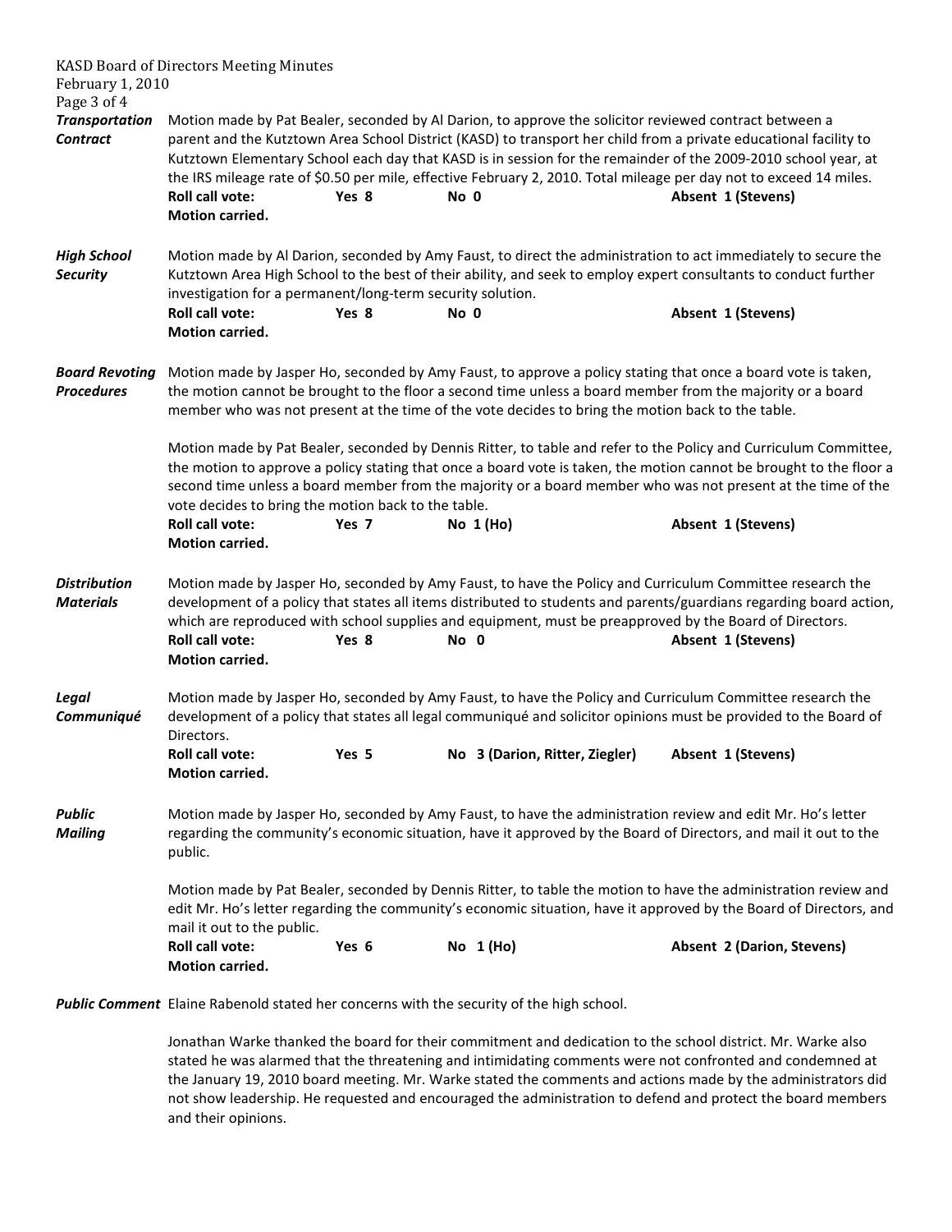**Transportation Contract**

Motion made by Pat Bealer, seconded by Al Darion, to approve the solicitor reviewed contract between a parent and the Kutztown Area School District (KASD) to transport her child from a private educational facility to Kutztown Elementary School each day that KASD is in session for the remainder of the 2009-2010 school year, at the IRS mileage rate of $0.50 per mile, effective February 2, 2010. Total mileage per day not to exceed 14 miles.

**Roll call vote:** **Yes 8** **No 0** **Absent 1 (Stevens)**
**Motion carried.**

**High School Security**

Motion made by Al Darion, seconded by Amy Faust, to direct the administration to act immediately to secure the Kutztown Area High School to the best of their ability, and seek to employ expert consultants to conduct further investigation for a permanent/long-term security solution.

**Roll call vote:** **Yes 8** **No 0** **Absent 1 (Stevens)**
**Motion carried.**

**Board Revoting Procedures**

Motion made by Jasper Ho, seconded by Amy Faust, to approve a policy stating that once a board vote is taken, the motion cannot be brought to the floor a second time unless a board member from the majority or a board member who was not present at the time of the vote decides to bring the motion back to the table.

Motion made by Pat Bealer, seconded by Dennis Ritter, to table and refer to the Policy and Curriculum Committee, the motion to approve a policy stating that once a board vote is taken, the motion cannot be brought to the floor a second time unless a board member from the majority or a board member who was not present at the time of the vote decides to bring the motion back to the table.

**Roll call vote:** **Yes 7** **No 1 (Ho)** **Absent 1 (Stevens)**
**Motion carried.**

**Distribution Materials**

Motion made by Jasper Ho, seconded by Amy Faust, to have the Policy and Curriculum Committee research the development of a policy that states all items distributed to students and parents/guardians regarding board action, which are reproduced with school supplies and equipment, must be preapproved by the Board of Directors.

**Roll call vote:** **Yes 8** **No 0** **Absent 1 (Stevens)**
**Motion carried.**

**Legal Communiqué**

Motion made by Jasper Ho, seconded by Amy Faust, to have the Policy and Curriculum Committee research the development of a policy that states all legal communiqué and solicitor opinions must be provided to the Board of Directors.

**Roll call vote:** **Yes 5** **No 3 (Darion, Ritter, Ziegler)** **Absent 1 (Stevens)**
**Motion carried.**

**Public Mailing**

Motion made by Jasper Ho, seconded by Amy Faust, to have the administration review and edit Mr. Ho's letter regarding the community's economic situation, have it approved by the Board of Directors, and mail it out to the public.

Motion made by Pat Bealer, seconded by Dennis Ritter, to table the motion to have the administration review and edit Mr. Ho's letter regarding the community's economic situation, have it approved by the Board of Directors, and mail it out to the public.

**Roll call vote:** **Yes 6** **No 1 (Ho)** **Absent 2 (Darion, Stevens)**
**Motion carried.**

**Public Comment**

Elaine Rabenold stated her concerns with the security of the high school.

Jonathan Warke thanked the board for their commitment and dedication to the school district. Mr. Warke also stated he was alarmed that the threatening and intimidating comments were not confronted and condemned at the January 19, 2010 board meeting. Mr. Warke stated the comments and actions made by the administrators did not show leadership. He requested and encouraged the administration to defend and protect the board members and their opinions.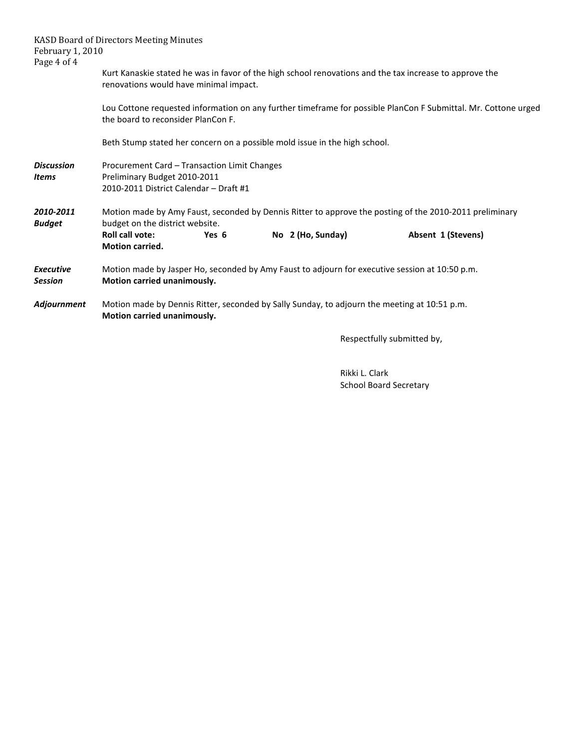Kurt Kanaskie stated he was in favor of the high school renovations and the tax increase to approve the renovations would have minimal impact.

Lou Cottone requested information on any further timeframe for possible PlanCon F Submittal. Mr. Cottone urged the board to reconsider PlanCon F.

Beth Stump stated her concern on a possible mold issue in the high school.

***Discussion Items***

Procurement Card – Transaction Limit Changes
Preliminary Budget 2010-2011
2010-2011 District Calendar – Draft #1

***2010-2011 Budget***

Motion made by Amy Faust, seconded by Dennis Ritter to approve the posting of the 2010-2011 preliminary budget on the district website.

**Roll call vote:** **Yes 6** **No 2 (Ho, Sunday)** **Absent 1 (Stevens)**
**Motion carried.**

***Executive Session***

Motion made by Jasper Ho, seconded by Amy Faust to adjourn for executive session at 10:50 p.m.
**Motion carried unanimously.**

***Adjournment***

Motion made by Dennis Ritter, seconded by Sally Sunday, to adjourn the meeting at 10:51 p.m.
**Motion carried unanimously.**

Respectfully submitted by,

Rikki L. Clark
School Board Secretary